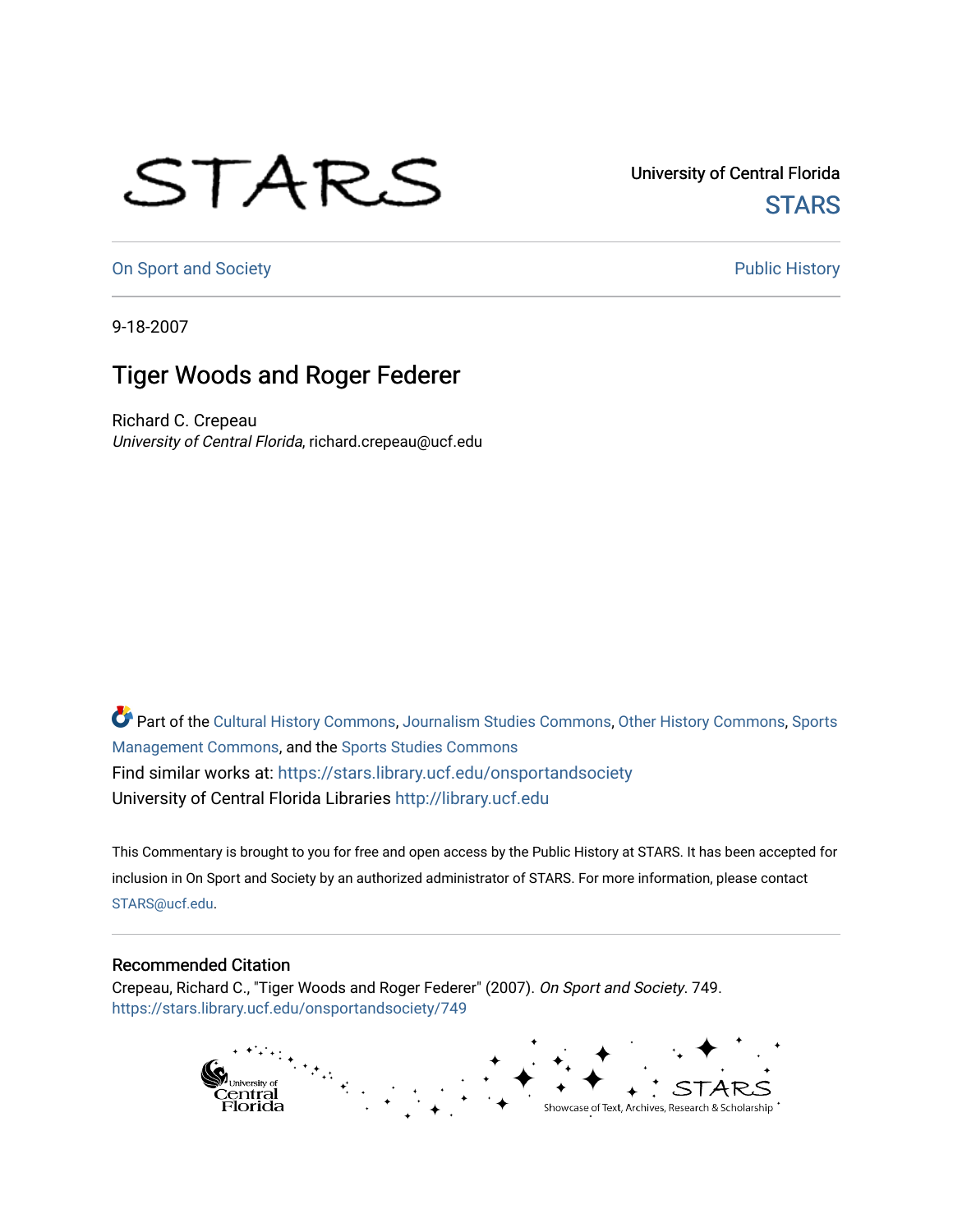University of Central Florida

STARS

On Sport and Society

Public History

9-18-2007

# Tiger Woods and Roger Federer

Richard C. Crepeau
*University of Central Florida*, richard.crepeau@ucf.edu

Part of the Cultural History Commons, Journalism Studies Commons, Other History Commons, Sports Management Commons, and the Sports Studies Commons

Find similar works at: https://stars.library.ucf.edu/onsportandsociety

University of Central Florida Libraries http://library.ucf.edu

This Commentary is brought to you for free and open access by the Public History at STARS. It has been accepted for inclusion in On Sport and Society by an authorized administrator of STARS. For more information, please contact STARS@ucf.edu.

## Recommended Citation

Crepeau, Richard C., "Tiger Woods and Roger Federer" (2007). *On Sport and Society*. 749.
https://stars.library.ucf.edu/onsportandsociety/749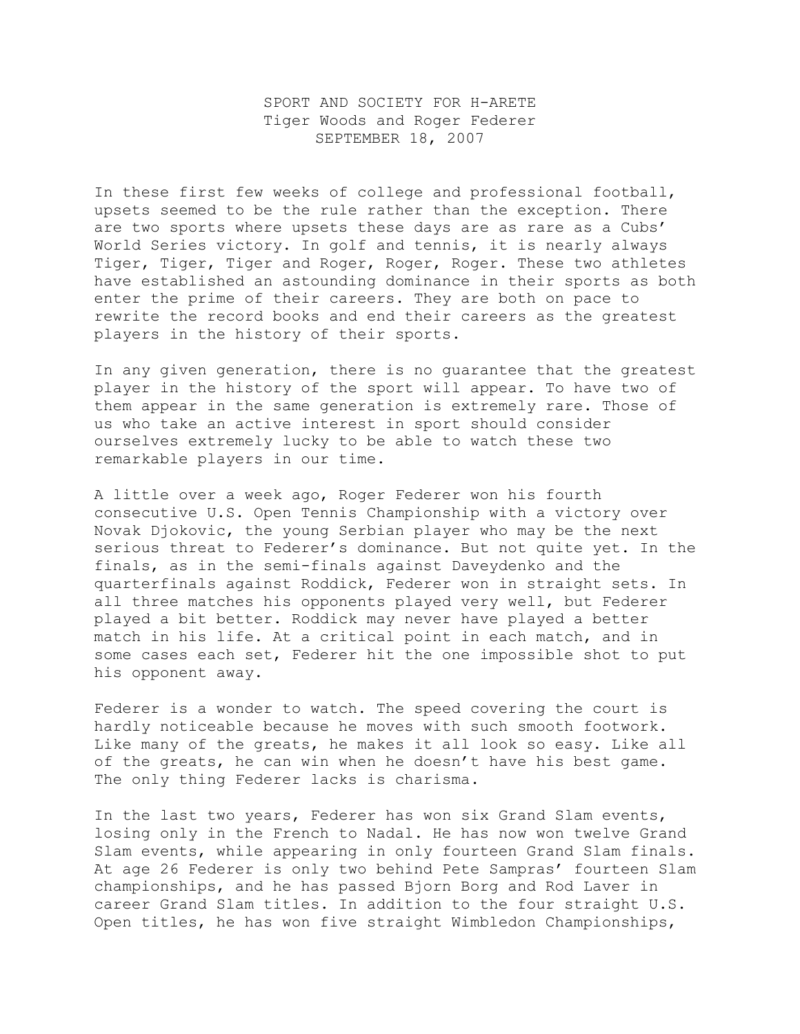# SPORT AND SOCIETY FOR H-ARETE
## Tiger Woods and Roger Federer
### SEPTEMBER 18, 2007

In these first few weeks of college and professional football, upsets seemed to be the rule rather than the exception. There are two sports where upsets these days are as rare as a Cubs' World Series victory. In golf and tennis, it is nearly always Tiger, Tiger, Tiger and Roger, Roger, Roger. These two athletes have established an astounding dominance in their sports as both enter the prime of their careers. They are both on pace to rewrite the record books and end their careers as the greatest players in the history of their sports.

In any given generation, there is no guarantee that the greatest player in the history of the sport will appear. To have two of them appear in the same generation is extremely rare. Those of us who take an active interest in sport should consider ourselves extremely lucky to be able to watch these two remarkable players in our time.

A little over a week ago, Roger Federer won his fourth consecutive U.S. Open Tennis Championship with a victory over Novak Djokovic, the young Serbian player who may be the next serious threat to Federer's dominance. But not quite yet. In the finals, as in the semi-finals against Daveydenko and the quarterfinals against Roddick, Federer won in straight sets. In all three matches his opponents played very well, but Federer played a bit better. Roddick may never have played a better match in his life. At a critical point in each match, and in some cases each set, Federer hit the one impossible shot to put his opponent away.

Federer is a wonder to watch. The speed covering the court is hardly noticeable because he moves with such smooth footwork. Like many of the greats, he makes it all look so easy. Like all of the greats, he can win when he doesn't have his best game. The only thing Federer lacks is charisma.

In the last two years, Federer has won six Grand Slam events, losing only in the French to Nadal. He has now won twelve Grand Slam events, while appearing in only fourteen Grand Slam finals. At age 26 Federer is only two behind Pete Sampras' fourteen Slam championships, and he has passed Bjorn Borg and Rod Laver in career Grand Slam titles. In addition to the four straight U.S. Open titles, he has won five straight Wimbledon Championships,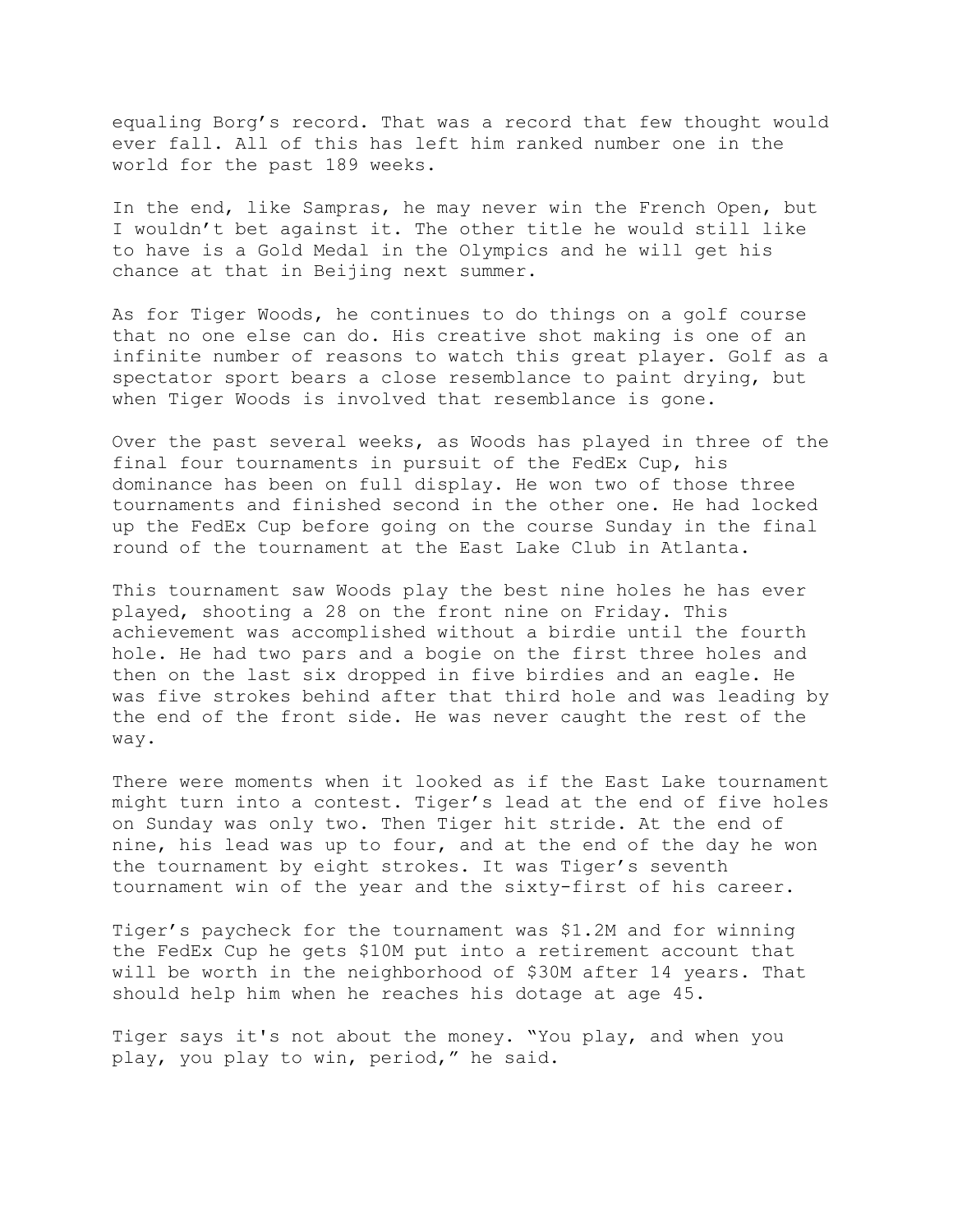equaling Borg’s record. That was a record that few thought would ever fall. All of this has left him ranked number one in the world for the past 189 weeks.

In the end, like Sampras, he may never win the French Open, but I wouldn’t bet against it. The other title he would still like to have is a Gold Medal in the Olympics and he will get his chance at that in Beijing next summer.

As for Tiger Woods, he continues to do things on a golf course that no one else can do. His creative shot making is one of an infinite number of reasons to watch this great player. Golf as a spectator sport bears a close resemblance to paint drying, but when Tiger Woods is involved that resemblance is gone.

Over the past several weeks, as Woods has played in three of the final four tournaments in pursuit of the FedEx Cup, his dominance has been on full display. He won two of those three tournaments and finished second in the other one. He had locked up the FedEx Cup before going on the course Sunday in the final round of the tournament at the East Lake Club in Atlanta.

This tournament saw Woods play the best nine holes he has ever played, shooting a 28 on the front nine on Friday. This achievement was accomplished without a birdie until the fourth hole. He had two pars and a bogie on the first three holes and then on the last six dropped in five birdies and an eagle. He was five strokes behind after that third hole and was leading by the end of the front side. He was never caught the rest of the way.

There were moments when it looked as if the East Lake tournament might turn into a contest. Tiger’s lead at the end of five holes on Sunday was only two. Then Tiger hit stride. At the end of nine, his lead was up to four, and at the end of the day he won the tournament by eight strokes. It was Tiger’s seventh tournament win of the year and the sixty-first of his career.

Tiger’s paycheck for the tournament was $1.2M and for winning the FedEx Cup he gets $10M put into a retirement account that will be worth in the neighborhood of $30M after 14 years. That should help him when he reaches his dotage at age 45.

Tiger says it's not about the money. “You play, and when you play, you play to win, period,” he said.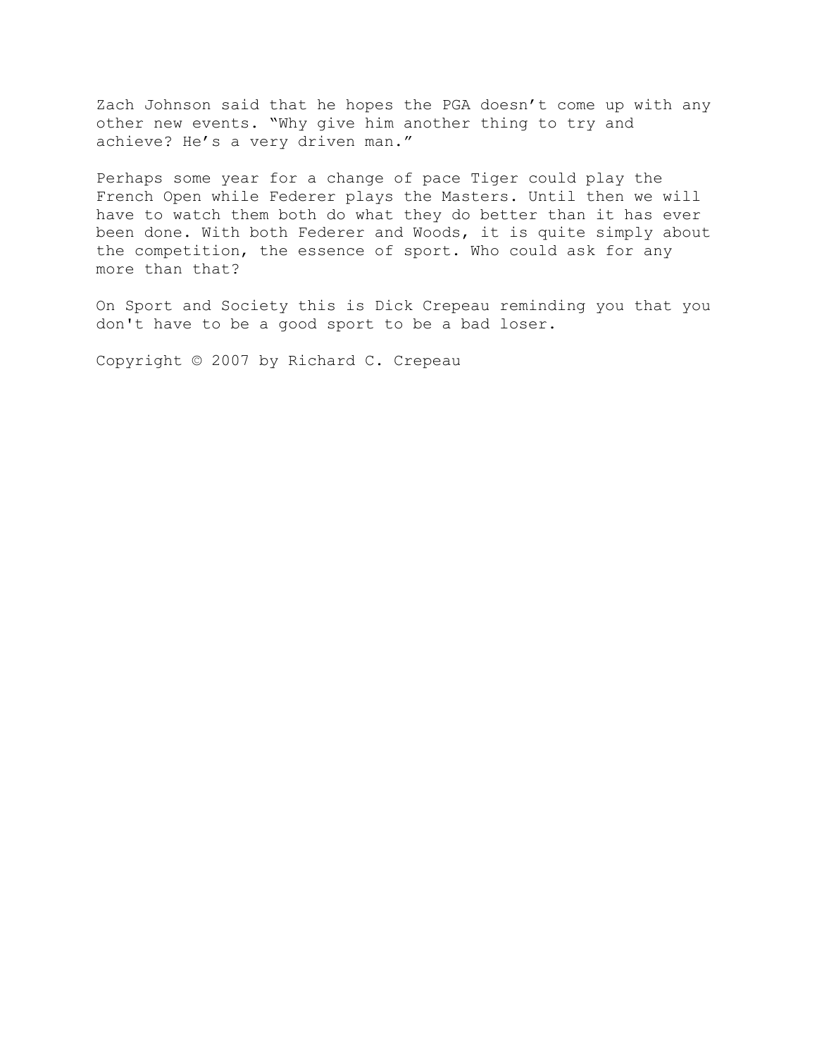Zach Johnson said that he hopes the PGA doesn’t come up with any other new events. “Why give him another thing to try and achieve? He’s a very driven man.”

Perhaps some year for a change of pace Tiger could play the French Open while Federer plays the Masters. Until then we will have to watch them both do what they do better than it has ever been done. With both Federer and Woods, it is quite simply about the competition, the essence of sport. Who could ask for any more than that?

On Sport and Society this is Dick Crepeau reminding you that you don't have to be a good sport to be a bad loser.

Copyright © 2007 by Richard C. Crepeau